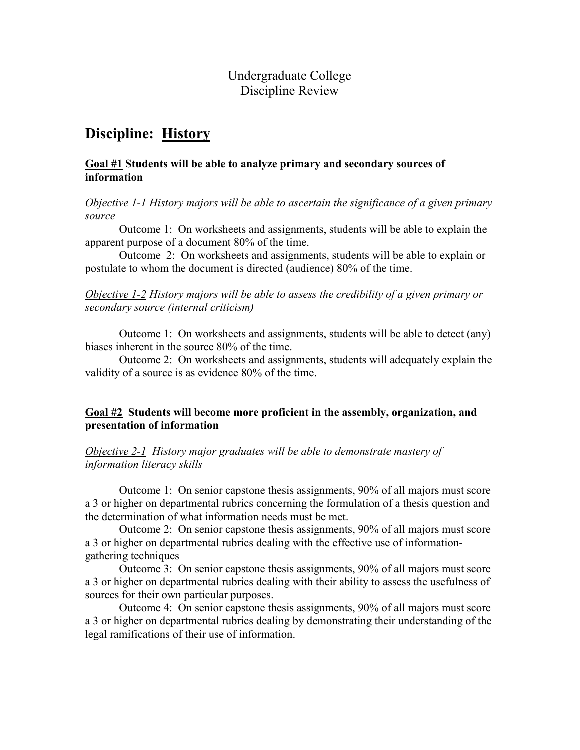Undergraduate College
Discipline Review

# Discipline: History

**Goal #1 Students will be able to analyze primary and secondary sources of information**

*Objective 1-1 History majors will be able to ascertain the significance of a given primary source*

Outcome 1: On worksheets and assignments, students will be able to explain the apparent purpose of a document 80% of the time.

Outcome 2: On worksheets and assignments, students will be able to explain or postulate to whom the document is directed (audience) 80% of the time.

*Objective 1-2 History majors will be able to assess the credibility of a given primary or secondary source (internal criticism)*

Outcome 1: On worksheets and assignments, students will be able to detect (any) biases inherent in the source 80% of the time.

Outcome 2: On worksheets and assignments, students will adequately explain the validity of a source is as evidence 80% of the time.

**Goal #2 Students will become more proficient in the assembly, organization, and presentation of information**

*Objective 2-1 History major graduates will be able to demonstrate mastery of information literacy skills*

Outcome 1: On senior capstone thesis assignments, 90% of all majors must score a 3 or higher on departmental rubrics concerning the formulation of a thesis question and the determination of what information needs must be met.

Outcome 2: On senior capstone thesis assignments, 90% of all majors must score a 3 or higher on departmental rubrics dealing with the effective use of information-gathering techniques

Outcome 3: On senior capstone thesis assignments, 90% of all majors must score a 3 or higher on departmental rubrics dealing with their ability to assess the usefulness of sources for their own particular purposes.

Outcome 4: On senior capstone thesis assignments, 90% of all majors must score a 3 or higher on departmental rubrics dealing by demonstrating their understanding of the legal ramifications of their use of information.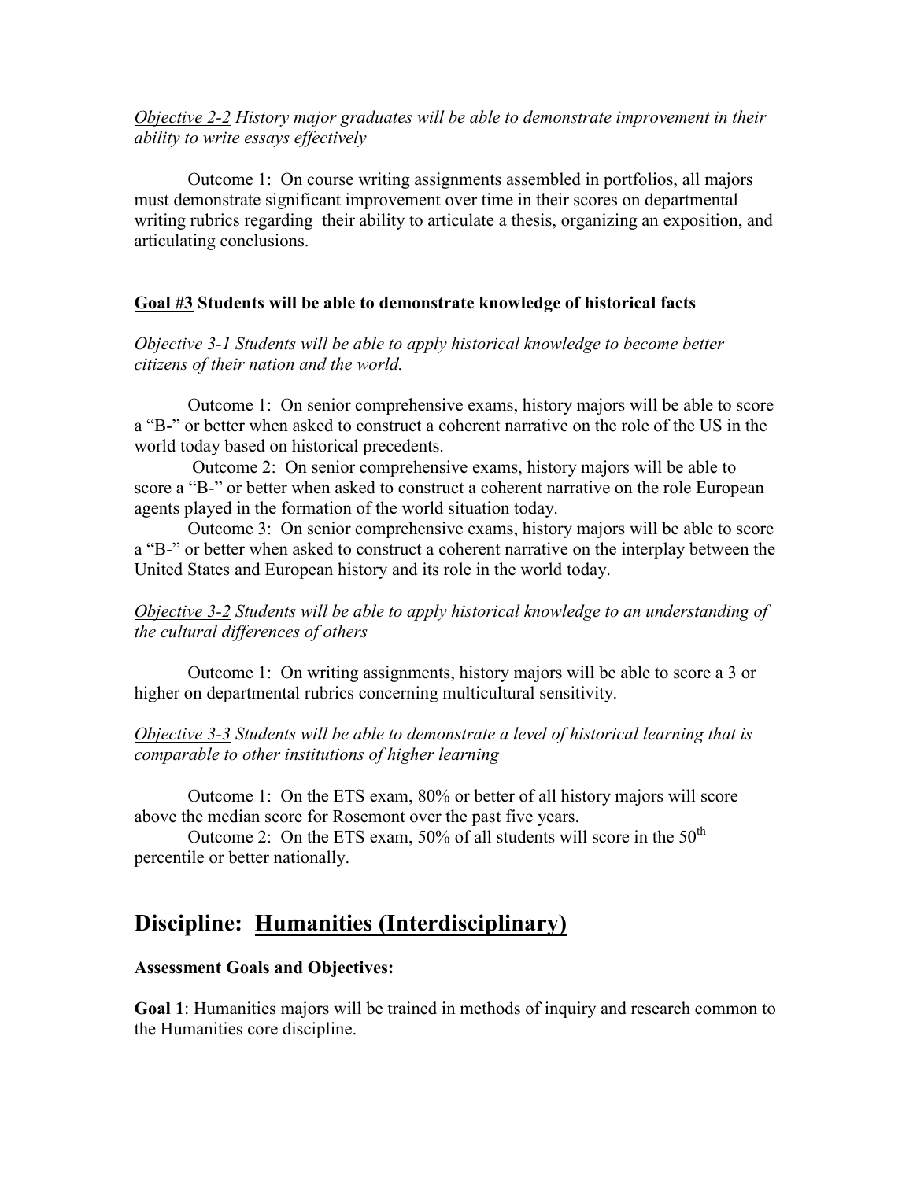*<u>Objective 2-2</u> History major graduates will be able to demonstrate improvement in their ability to write essays effectively*

Outcome 1: On course writing assignments assembled in portfolios, all majors must demonstrate significant improvement over time in their scores on departmental writing rubrics regarding their ability to articulate a thesis, organizing an exposition, and articulating conclusions.

**<u>Goal #3</u> Students will be able to demonstrate knowledge of historical facts**

*<u>Objective 3-1</u> Students will be able to apply historical knowledge to become better citizens of their nation and the world.*

Outcome 1: On senior comprehensive exams, history majors will be able to score a "B-" or better when asked to construct a coherent narrative on the role of the US in the world today based on historical precedents.

Outcome 2: On senior comprehensive exams, history majors will be able to score a "B-" or better when asked to construct a coherent narrative on the role European agents played in the formation of the world situation today.

Outcome 3: On senior comprehensive exams, history majors will be able to score a "B-" or better when asked to construct a coherent narrative on the interplay between the United States and European history and its role in the world today.

*<u>Objective 3-2</u> Students will be able to apply historical knowledge to an understanding of the cultural differences of others*

Outcome 1: On writing assignments, history majors will be able to score a 3 or higher on departmental rubrics concerning multicultural sensitivity.

*<u>Objective 3-3</u> Students will be able to demonstrate a level of historical learning that is comparable to other institutions of higher learning*

Outcome 1: On the ETS exam, 80% or better of all history majors will score above the median score for Rosemont over the past five years.

Outcome 2: On the ETS exam, 50% of all students will score in the 50th percentile or better nationally.

## Discipline: <u>Humanities (Interdisciplinary)</u>

**Assessment Goals and Objectives:**

**Goal 1**: Humanities majors will be trained in methods of inquiry and research common to the Humanities core discipline.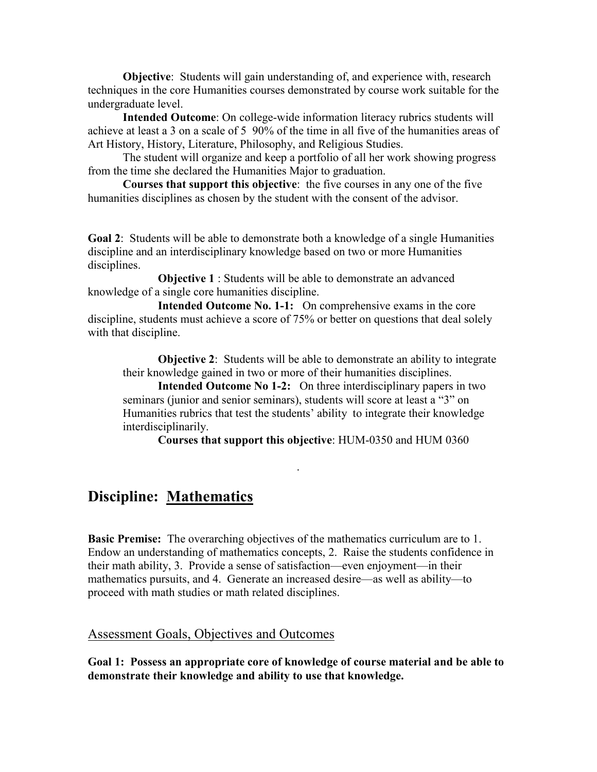**Objective**: Students will gain understanding of, and experience with, research techniques in the core Humanities courses demonstrated by course work suitable for the undergraduate level.

**Intended Outcome**: On college-wide information literacy rubrics students will achieve at least a 3 on a scale of 5 90% of the time in all five of the humanities areas of Art History, History, Literature, Philosophy, and Religious Studies.

The student will organize and keep a portfolio of all her work showing progress from the time she declared the Humanities Major to graduation.

**Courses that support this objective**: the five courses in any one of the five humanities disciplines as chosen by the student with the consent of the advisor.

**Goal 2**: Students will be able to demonstrate both a knowledge of a single Humanities discipline and an interdisciplinary knowledge based on two or more Humanities disciplines.

**Objective 1** : Students will be able to demonstrate an advanced knowledge of a single core humanities discipline.

**Intended Outcome No. 1-1:** On comprehensive exams in the core discipline, students must achieve a score of 75% or better on questions that deal solely with that discipline.

**Objective 2**: Students will be able to demonstrate an ability to integrate their knowledge gained in two or more of their humanities disciplines.

**Intended Outcome No 1-2:** On three interdisciplinary papers in two seminars (junior and senior seminars), students will score at least a "3" on Humanities rubrics that test the students' ability to integrate their knowledge interdisciplinarily.

**Courses that support this objective**: HUM-0350 and HUM 0360

## Discipline: Mathematics

**Basic Premise:** The overarching objectives of the mathematics curriculum are to 1. Endow an understanding of mathematics concepts, 2. Raise the students confidence in their math ability, 3. Provide a sense of satisfaction—even enjoyment—in their mathematics pursuits, and 4. Generate an increased desire—as well as ability—to proceed with math studies or math related disciplines.

### Assessment Goals, Objectives and Outcomes

**Goal 1: Possess an appropriate core of knowledge of course material and be able to demonstrate their knowledge and ability to use that knowledge.**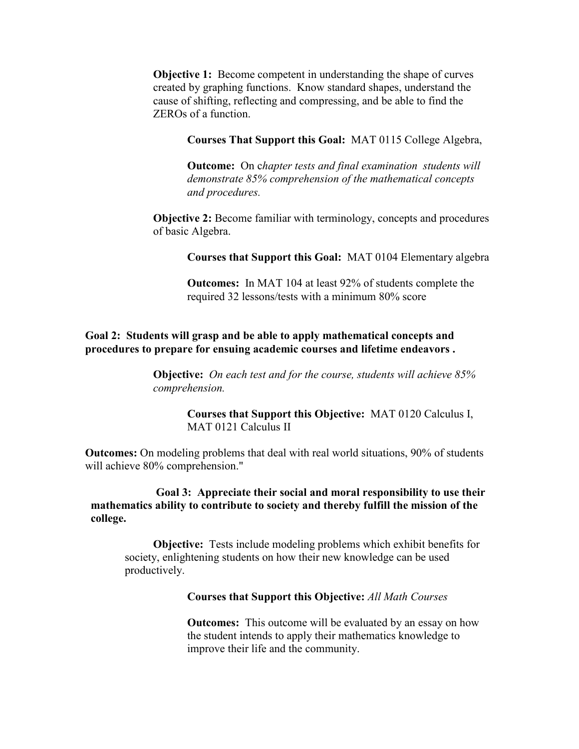**Objective 1:** Become competent in understanding the shape of curves created by graphing functions. Know standard shapes, understand the cause of shifting, reflecting and compressing, and be able to find the ZEROs of a function.

**Courses That Support this Goal:** MAT 0115 College Algebra,

**Outcome:** On c*hapter tests and final examination students will demonstrate 85% comprehension of the mathematical concepts and procedures.*

**Objective 2:** Become familiar with terminology, concepts and procedures of basic Algebra.

**Courses that Support this Goal:** MAT 0104 Elementary algebra

**Outcomes:** In MAT 104 at least 92% of students complete the required 32 lessons/tests with a minimum 80% score

**Goal 2: Students will grasp and be able to apply mathematical concepts and procedures to prepare for ensuing academic courses and lifetime endeavors .**

**Objective:** *On each test and for the course, students will achieve 85% comprehension.*

**Courses that Support this Objective:** MAT 0120 Calculus I, MAT 0121 Calculus II

**Outcomes:** On modeling problems that deal with real world situations, 90% of students will achieve 80% comprehension."

**Goal 3: Appreciate their social and moral responsibility to use their mathematics ability to contribute to society and thereby fulfill the mission of the college.**

**Objective:** Tests include modeling problems which exhibit benefits for society, enlightening students on how their new knowledge can be used productively.

**Courses that Support this Objective:** *All Math Courses*

**Outcomes:** This outcome will be evaluated by an essay on how the student intends to apply their mathematics knowledge to improve their life and the community.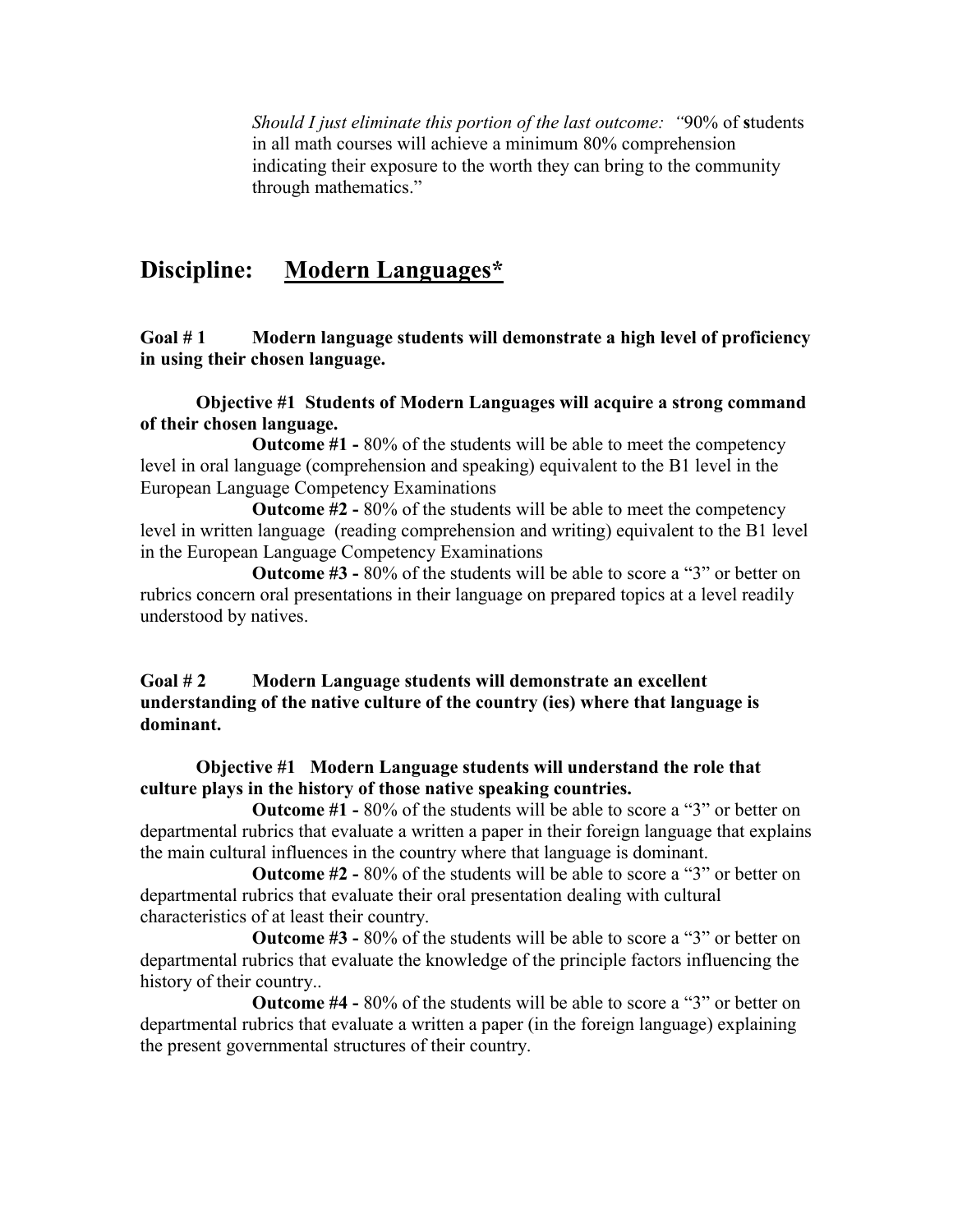*Should I just eliminate this portion of the last outcome: "*90% of **s**tudents in all math courses will achieve a minimum 80% comprehension indicating their exposure to the worth they can bring to the community through mathematics."

## Discipline: <u>Modern Languages*</u>

**Goal # 1 Modern language students will demonstrate a high level of proficiency in using their chosen language.**

**Objective #1 Students of Modern Languages will acquire a strong command of their chosen language.**

**Outcome #1 -** 80% of the students will be able to meet the competency level in oral language (comprehension and speaking) equivalent to the B1 level in the European Language Competency Examinations

**Outcome #2 -** 80% of the students will be able to meet the competency level in written language (reading comprehension and writing) equivalent to the B1 level in the European Language Competency Examinations

**Outcome #3 -** 80% of the students will be able to score a "3" or better on rubrics concern oral presentations in their language on prepared topics at a level readily understood by natives.

**Goal # 2 Modern Language students will demonstrate an excellent understanding of the native culture of the country (ies) where that language is dominant.**

**Objective #1 Modern Language students will understand the role that culture plays in the history of those native speaking countries.**

**Outcome #1 -** 80% of the students will be able to score a "3" or better on departmental rubrics that evaluate a written a paper in their foreign language that explains the main cultural influences in the country where that language is dominant.

**Outcome #2 -** 80% of the students will be able to score a "3" or better on departmental rubrics that evaluate their oral presentation dealing with cultural characteristics of at least their country.

**Outcome #3 -** 80% of the students will be able to score a "3" or better on departmental rubrics that evaluate the knowledge of the principle factors influencing the history of their country..

**Outcome #4 -** 80% of the students will be able to score a "3" or better on departmental rubrics that evaluate a written a paper (in the foreign language) explaining the present governmental structures of their country.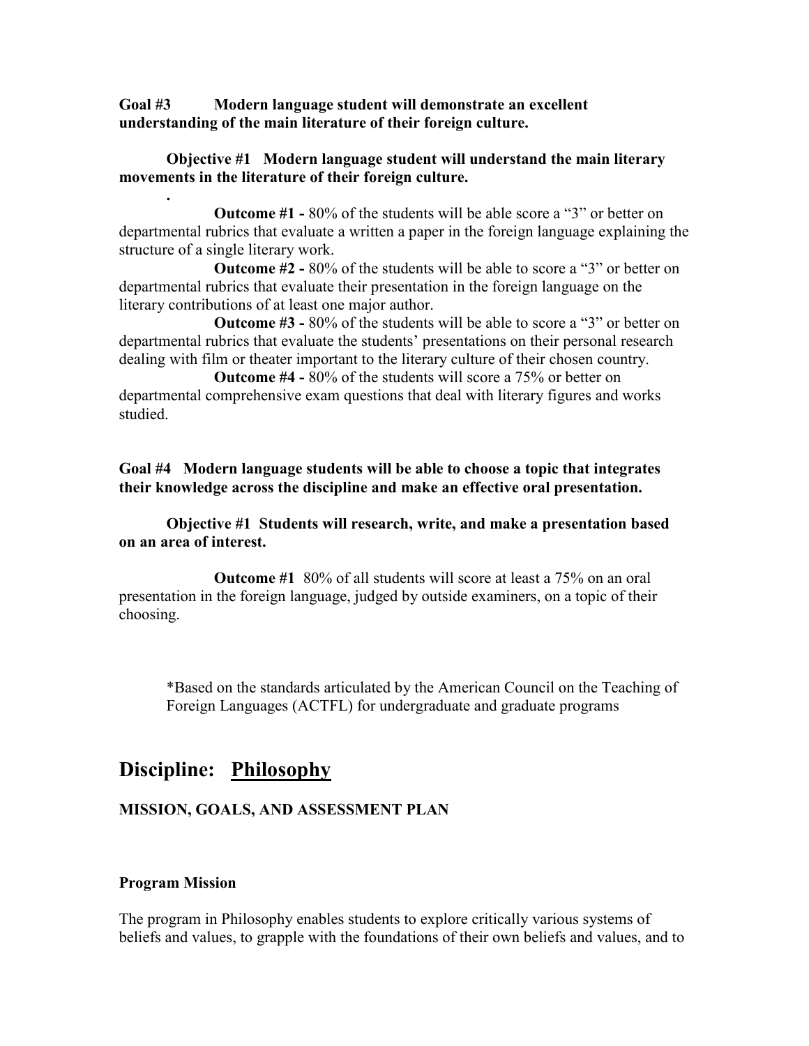**Goal #3 Modern language student will demonstrate an excellent understanding of the main literature of their foreign culture.**

**Objective #1 Modern language student will understand the main literary movements in the literature of their foreign culture.**

.

**Outcome #1 -** 80% of the students will be able score a "3" or better on departmental rubrics that evaluate a written a paper in the foreign language explaining the structure of a single literary work.

**Outcome #2 -** 80% of the students will be able to score a "3" or better on departmental rubrics that evaluate their presentation in the foreign language on the literary contributions of at least one major author.

**Outcome #3 -** 80% of the students will be able to score a "3" or better on departmental rubrics that evaluate the students' presentations on their personal research dealing with film or theater important to the literary culture of their chosen country.

**Outcome #4 -** 80% of the students will score a 75% or better on departmental comprehensive exam questions that deal with literary figures and works studied.

**Goal #4 Modern language students will be able to choose a topic that integrates their knowledge across the discipline and make an effective oral presentation.**

**Objective #1 Students will research, write, and make a presentation based on an area of interest.**

**Outcome #1** 80% of all students will score at least a 75% on an oral presentation in the foreign language, judged by outside examiners, on a topic of their choosing.

*Based on the standards articulated by the American Council on the Teaching of Foreign Languages (ACTFL) for undergraduate and graduate programs

## Discipline: Philosophy

### MISSION, GOALS, AND ASSESSMENT PLAN

#### Program Mission

The program in Philosophy enables students to explore critically various systems of beliefs and values, to grapple with the foundations of their own beliefs and values, and to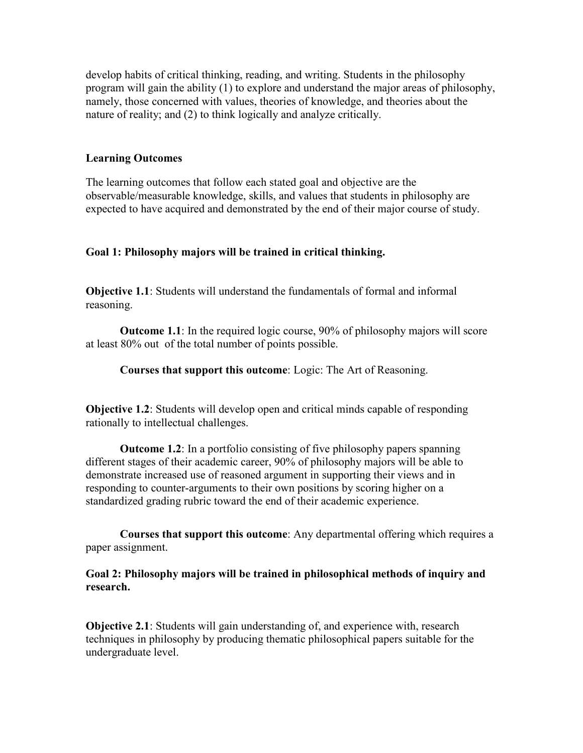develop habits of critical thinking, reading, and writing. Students in the philosophy program will gain the ability (1) to explore and understand the major areas of philosophy, namely, those concerned with values, theories of knowledge, and theories about the nature of reality; and (2) to think logically and analyze critically.

**Learning Outcomes**

The learning outcomes that follow each stated goal and objective are the observable/measurable knowledge, skills, and values that students in philosophy are expected to have acquired and demonstrated by the end of their major course of study.

**Goal 1: Philosophy majors will be trained in critical thinking.**

**Objective 1.1**: Students will understand the fundamentals of formal and informal reasoning.

**Outcome 1.1**: In the required logic course, 90% of philosophy majors will score at least 80% out of the total number of points possible.

**Courses that support this outcome**: Logic: The Art of Reasoning.

**Objective 1.2**: Students will develop open and critical minds capable of responding rationally to intellectual challenges.

**Outcome 1.2**: In a portfolio consisting of five philosophy papers spanning different stages of their academic career, 90% of philosophy majors will be able to demonstrate increased use of reasoned argument in supporting their views and in responding to counter-arguments to their own positions by scoring higher on a standardized grading rubric toward the end of their academic experience.

**Courses that support this outcome**: Any departmental offering which requires a paper assignment.

**Goal 2: Philosophy majors will be trained in philosophical methods of inquiry and research.**

**Objective 2.1**: Students will gain understanding of, and experience with, research techniques in philosophy by producing thematic philosophical papers suitable for the undergraduate level.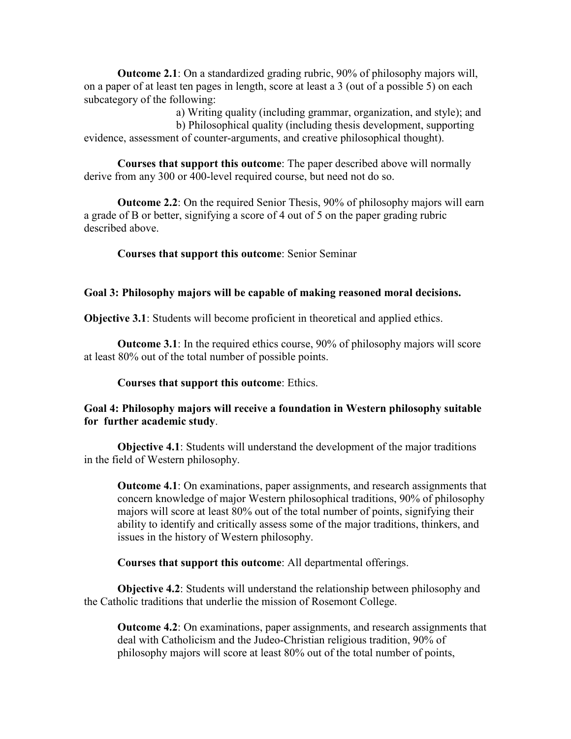**Outcome 2.1**: On a standardized grading rubric, 90% of philosophy majors will, on a paper of at least ten pages in length, score at least a 3 (out of a possible 5) on each subcategory of the following:

a) Writing quality (including grammar, organization, and style); and

b) Philosophical quality (including thesis development, supporting evidence, assessment of counter-arguments, and creative philosophical thought).

**Courses that support this outcome**: The paper described above will normally derive from any 300 or 400-level required course, but need not do so.

**Outcome 2.2**: On the required Senior Thesis, 90% of philosophy majors will earn a grade of B or better, signifying a score of 4 out of 5 on the paper grading rubric described above.

**Courses that support this outcome**: Senior Seminar

**Goal 3: Philosophy majors will be capable of making reasoned moral decisions.**

**Objective 3.1**: Students will become proficient in theoretical and applied ethics.

**Outcome 3.1**: In the required ethics course, 90% of philosophy majors will score at least 80% out of the total number of possible points.

**Courses that support this outcome**: Ethics.

**Goal 4: Philosophy majors will receive a foundation in Western philosophy suitable for further academic study**.

**Objective 4.1**: Students will understand the development of the major traditions in the field of Western philosophy.

**Outcome 4.1**: On examinations, paper assignments, and research assignments that concern knowledge of major Western philosophical traditions, 90% of philosophy majors will score at least 80% out of the total number of points, signifying their ability to identify and critically assess some of the major traditions, thinkers, and issues in the history of Western philosophy.

**Courses that support this outcome**: All departmental offerings.

**Objective 4.2**: Students will understand the relationship between philosophy and the Catholic traditions that underlie the mission of Rosemont College.

**Outcome 4.2**: On examinations, paper assignments, and research assignments that deal with Catholicism and the Judeo-Christian religious tradition, 90% of philosophy majors will score at least 80% out of the total number of points,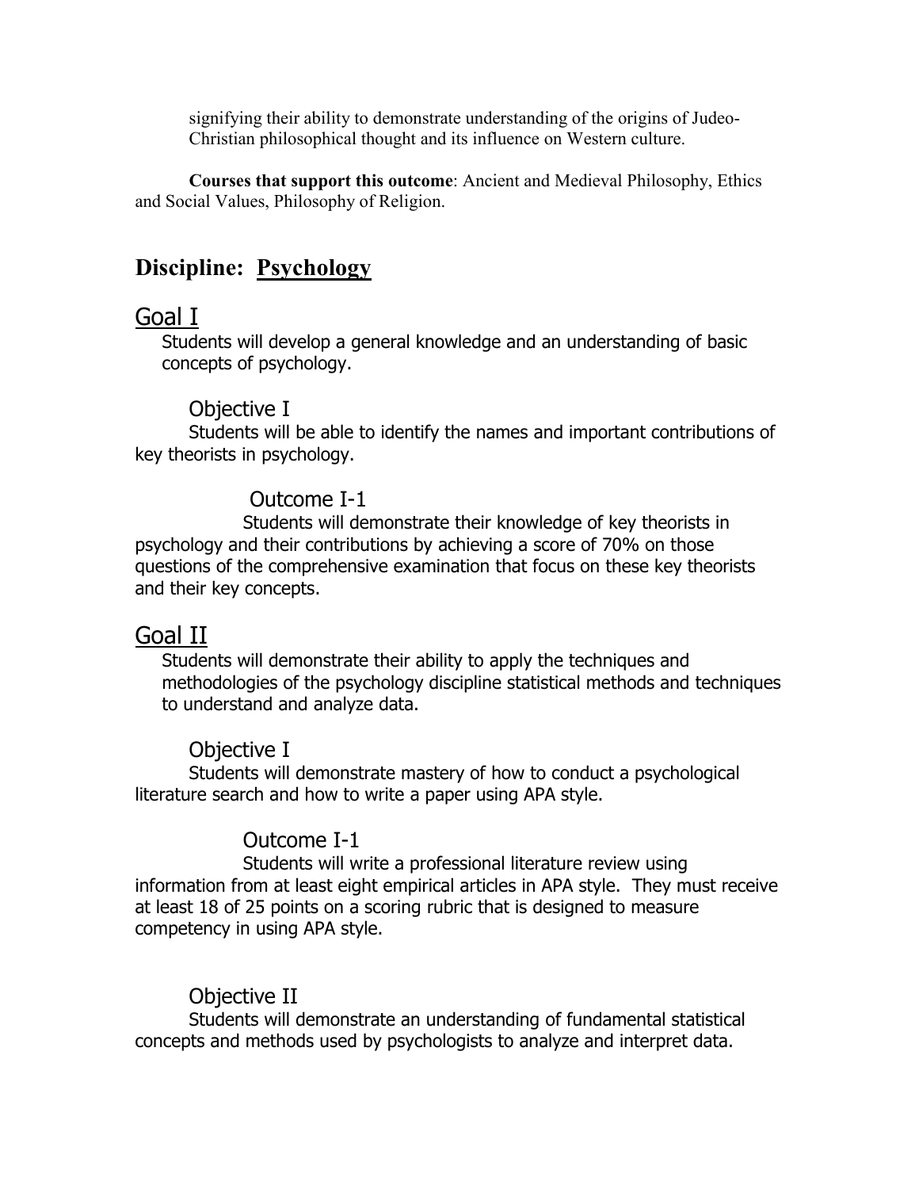signifying their ability to demonstrate understanding of the origins of Judeo-Christian philosophical thought and its influence on Western culture.

**Courses that support this outcome**: Ancient and Medieval Philosophy, Ethics and Social Values, Philosophy of Religion.

## Discipline: Psychology

### Goal I

Students will develop a general knowledge and an understanding of basic concepts of psychology.

#### Objective I

Students will be able to identify the names and important contributions of key theorists in psychology.

##### Outcome I-1

Students will demonstrate their knowledge of key theorists in psychology and their contributions by achieving a score of 70% on those questions of the comprehensive examination that focus on these key theorists and their key concepts.

### Goal II

Students will demonstrate their ability to apply the techniques and methodologies of the psychology discipline statistical methods and techniques to understand and analyze data.

#### Objective I

Students will demonstrate mastery of how to conduct a psychological literature search and how to write a paper using APA style.

##### Outcome I-1

Students will write a professional literature review using information from at least eight empirical articles in APA style. They must receive at least 18 of 25 points on a scoring rubric that is designed to measure competency in using APA style.

#### Objective II

Students will demonstrate an understanding of fundamental statistical concepts and methods used by psychologists to analyze and interpret data.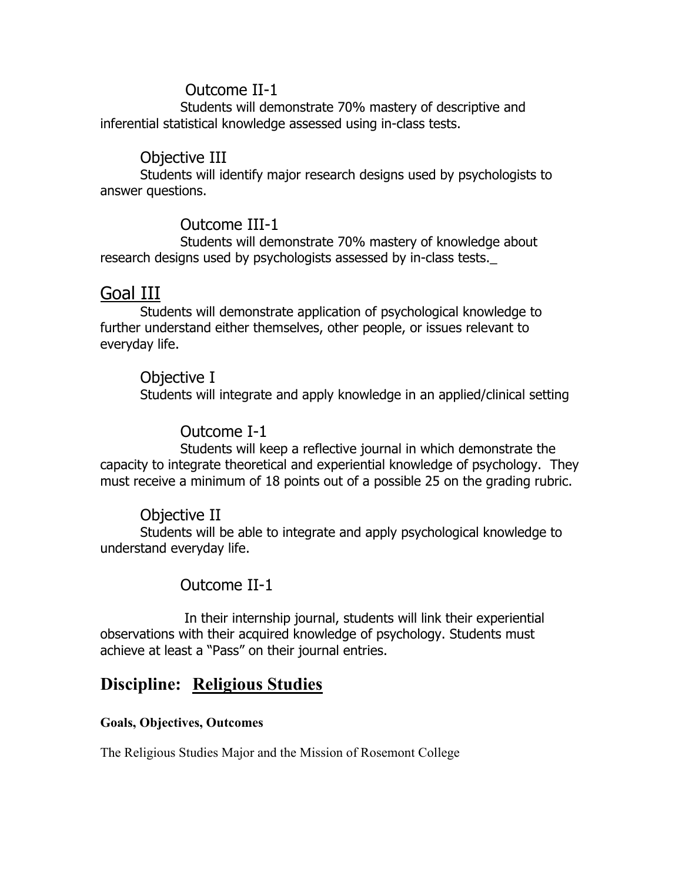Outcome II-1

Students will demonstrate 70% mastery of descriptive and inferential statistical knowledge assessed using in-class tests.

Objective III

Students will identify major research designs used by psychologists to answer questions.

Outcome III-1

Students will demonstrate 70% mastery of knowledge about research designs used by psychologists assessed by in-class tests._

## Goal III

Students will demonstrate application of psychological knowledge to further understand either themselves, other people, or issues relevant to everyday life.

Objective I

Students will integrate and apply knowledge in an applied/clinical setting

Outcome I-1

Students will keep a reflective journal in which demonstrate the capacity to integrate theoretical and experiential knowledge of psychology. They must receive a minimum of 18 points out of a possible 25 on the grading rubric.

Objective II

Students will be able to integrate and apply psychological knowledge to understand everyday life.

Outcome II-1

In their internship journal, students will link their experiential observations with their acquired knowledge of psychology. Students must achieve at least a "Pass" on their journal entries.

## Discipline: Religious Studies

**Goals, Objectives, Outcomes**

The Religious Studies Major and the Mission of Rosemont College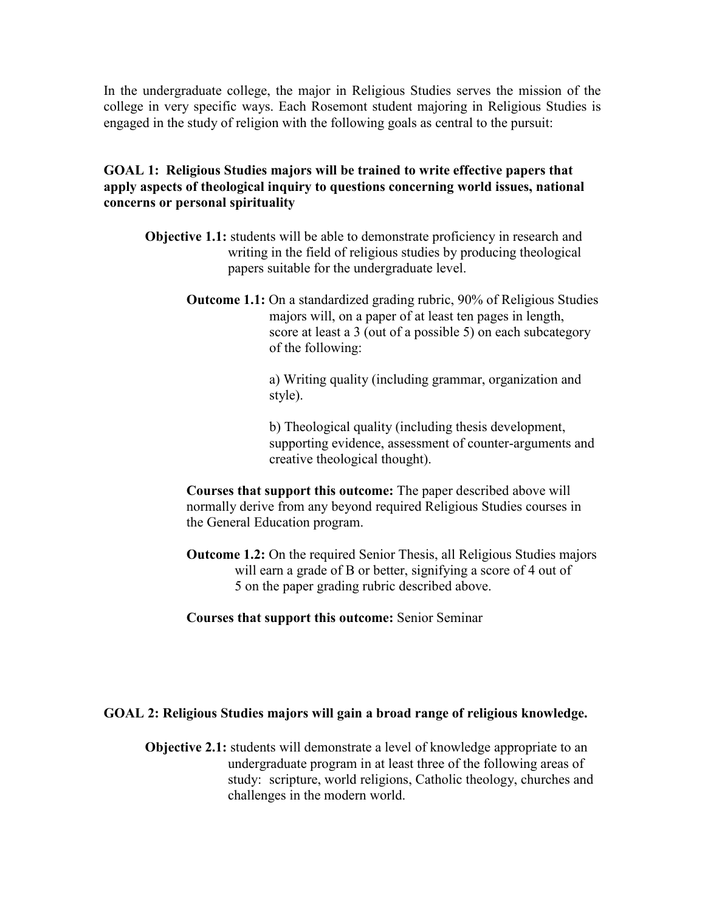In the undergraduate college, the major in Religious Studies serves the mission of the college in very specific ways. Each Rosemont student majoring in Religious Studies is engaged in the study of religion with the following goals as central to the pursuit:

**GOAL 1: Religious Studies majors will be trained to write effective papers that apply aspects of theological inquiry to questions concerning world issues, national concerns or personal spirituality**

**Objective 1.1:** students will be able to demonstrate proficiency in research and writing in the field of religious studies by producing theological papers suitable for the undergraduate level.

**Outcome 1.1:** On a standardized grading rubric, 90% of Religious Studies majors will, on a paper of at least ten pages in length, score at least a 3 (out of a possible 5) on each subcategory of the following:

a) Writing quality (including grammar, organization and style).

b) Theological quality (including thesis development, supporting evidence, assessment of counter-arguments and creative theological thought).

**Courses that support this outcome:** The paper described above will normally derive from any beyond required Religious Studies courses in the General Education program.

**Outcome 1.2:** On the required Senior Thesis, all Religious Studies majors will earn a grade of B or better, signifying a score of 4 out of 5 on the paper grading rubric described above.

**Courses that support this outcome:** Senior Seminar

**GOAL 2: Religious Studies majors will gain a broad range of religious knowledge.**

**Objective 2.1:** students will demonstrate a level of knowledge appropriate to an undergraduate program in at least three of the following areas of study: scripture, world religions, Catholic theology, churches and challenges in the modern world.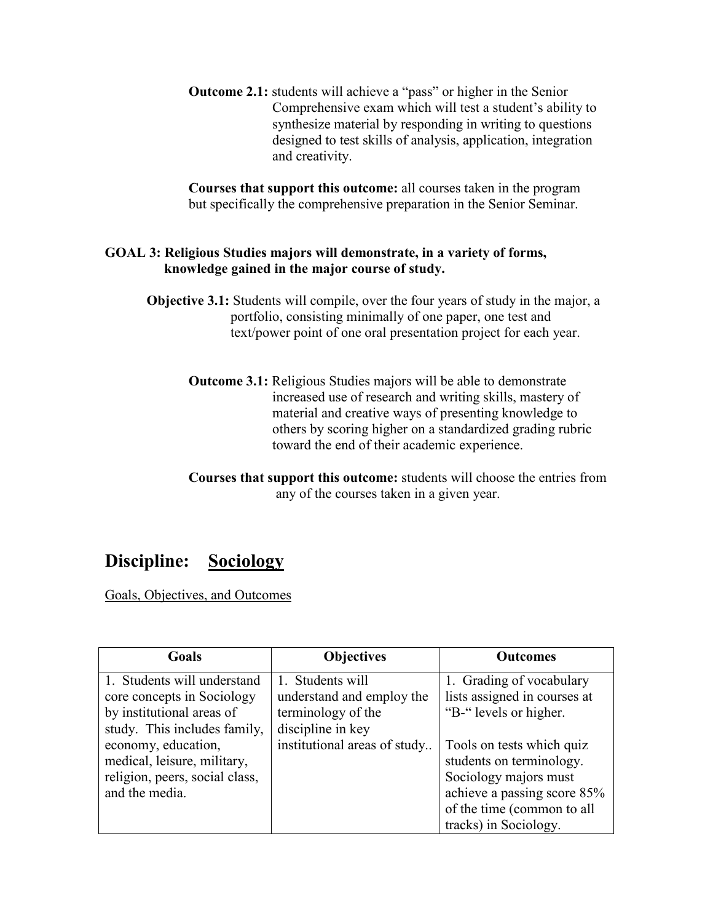**Outcome 2.1:** students will achieve a "pass" or higher in the Senior Comprehensive exam which will test a student's ability to synthesize material by responding in writing to questions designed to test skills of analysis, application, integration and creativity.

**Courses that support this outcome:** all courses taken in the program but specifically the comprehensive preparation in the Senior Seminar.

**GOAL 3: Religious Studies majors will demonstrate, in a variety of forms, knowledge gained in the major course of study.**

**Objective 3.1:** Students will compile, over the four years of study in the major, a portfolio, consisting minimally of one paper, one test and text/power point of one oral presentation project for each year.

**Outcome 3.1:** Religious Studies majors will be able to demonstrate increased use of research and writing skills, mastery of material and creative ways of presenting knowledge to others by scoring higher on a standardized grading rubric toward the end of their academic experience.

**Courses that support this outcome:** students will choose the entries from any of the courses taken in a given year.

## Discipline: Sociology

Goals, Objectives, and Outcomes

| Goals | Objectives | Outcomes |
|---|---|---|
| 1. Students will understand core concepts in Sociology by institutional areas of study. This includes family, economy, education, medical, leisure, military, religion, peers, social class, and the media. | 1. Students will understand and employ the terminology of the discipline in key institutional areas of study.. | 1. Grading of vocabulary lists assigned in courses at "B-" levels or higher.<br><br>Tools on tests which quiz students on terminology. Sociology majors must achieve a passing score 85% of the time (common to all tracks) in Sociology. |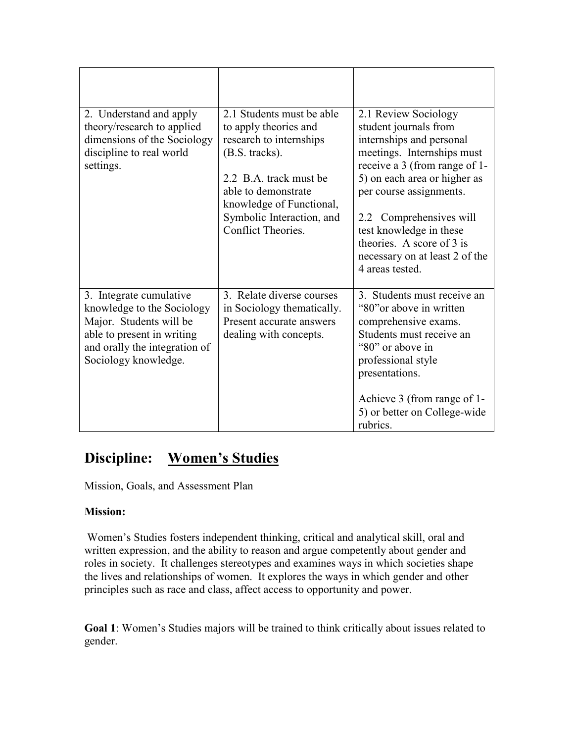| | | |
|---|---|---|
| 2. Understand and apply theory/research to applied dimensions of the Sociology discipline to real world settings. | 2.1 Students must be able to apply theories and research to internships (B.S. tracks).<br><br>2.2 B.A. track must be able to demonstrate knowledge of Functional, Symbolic Interaction, and Conflict Theories. | 2.1 Review Sociology student journals from internships and personal meetings. Internships must receive a 3 (from range of 1-5) on each area or higher as per course assignments.<br><br>2.2 Comprehensives will test knowledge in these theories. A score of 3 is necessary on at least 2 of the 4 areas tested. |
| 3. Integrate cumulative knowledge to the Sociology Major. Students will be able to present in writing and orally the integration of Sociology knowledge. | 3. Relate diverse courses in Sociology thematically. Present accurate answers dealing with concepts. | 3. Students must receive an "80"or above in written comprehensive exams. Students must receive an "80" or above in professional style presentations.<br><br>Achieve 3 (from range of 1-5) or better on College-wide rubrics. |

## Discipline: <u>Women's Studies</u>

Mission, Goals, and Assessment Plan

**Mission:**

Women's Studies fosters independent thinking, critical and analytical skill, oral and written expression, and the ability to reason and argue competently about gender and roles in society. It challenges stereotypes and examines ways in which societies shape the lives and relationships of women. It explores the ways in which gender and other principles such as race and class, affect access to opportunity and power.

**Goal 1**: Women's Studies majors will be trained to think critically about issues related to gender.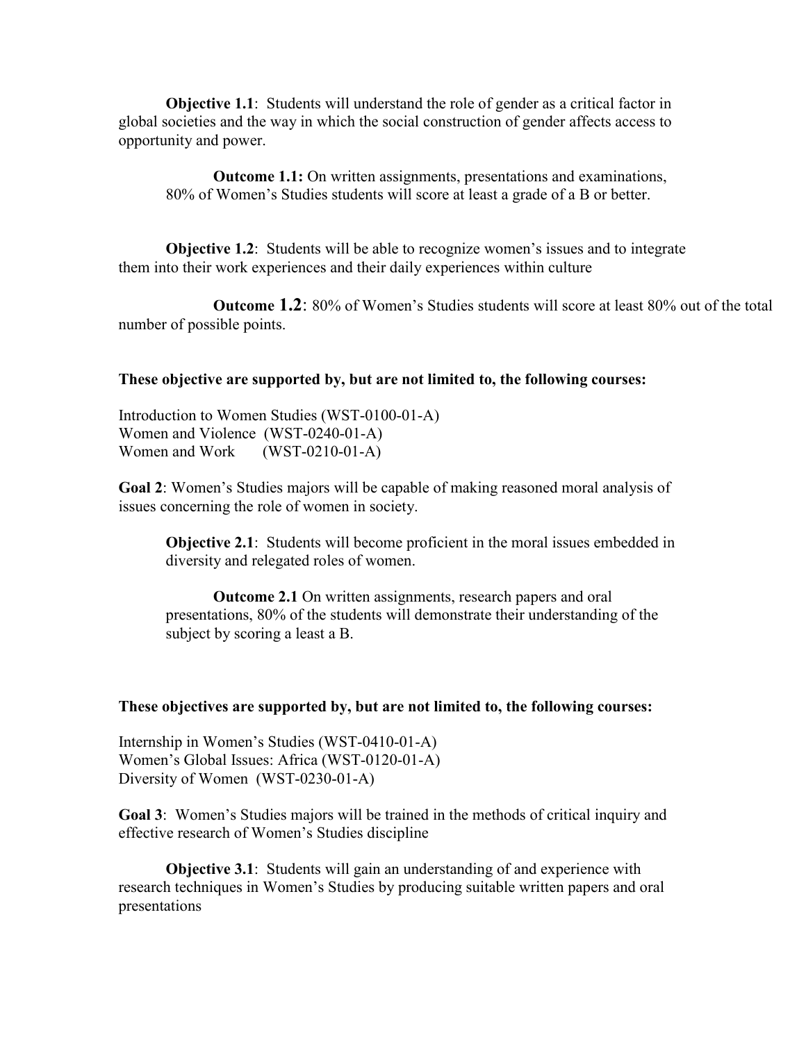**Objective 1.1**: Students will understand the role of gender as a critical factor in global societies and the way in which the social construction of gender affects access to opportunity and power.

**Outcome 1.1:** On written assignments, presentations and examinations, 80% of Women's Studies students will score at least a grade of a B or better.

**Objective 1.2**: Students will be able to recognize women's issues and to integrate them into their work experiences and their daily experiences within culture

**Outcome 1.2**: 80% of Women's Studies students will score at least 80% out of the total number of possible points.

**These objective are supported by, but are not limited to, the following courses:**

Introduction to Women Studies (WST-0100-01-A)
Women and Violence (WST-0240-01-A)
Women and Work (WST-0210-01-A)

**Goal 2**: Women's Studies majors will be capable of making reasoned moral analysis of issues concerning the role of women in society.

**Objective 2.1**: Students will become proficient in the moral issues embedded in diversity and relegated roles of women.

**Outcome 2.1** On written assignments, research papers and oral presentations, 80% of the students will demonstrate their understanding of the subject by scoring a least a B.

**These objectives are supported by, but are not limited to, the following courses:**

Internship in Women's Studies (WST-0410-01-A)
Women's Global Issues: Africa (WST-0120-01-A)
Diversity of Women (WST-0230-01-A)

**Goal 3**: Women's Studies majors will be trained in the methods of critical inquiry and effective research of Women's Studies discipline

**Objective 3.1**: Students will gain an understanding of and experience with research techniques in Women's Studies by producing suitable written papers and oral presentations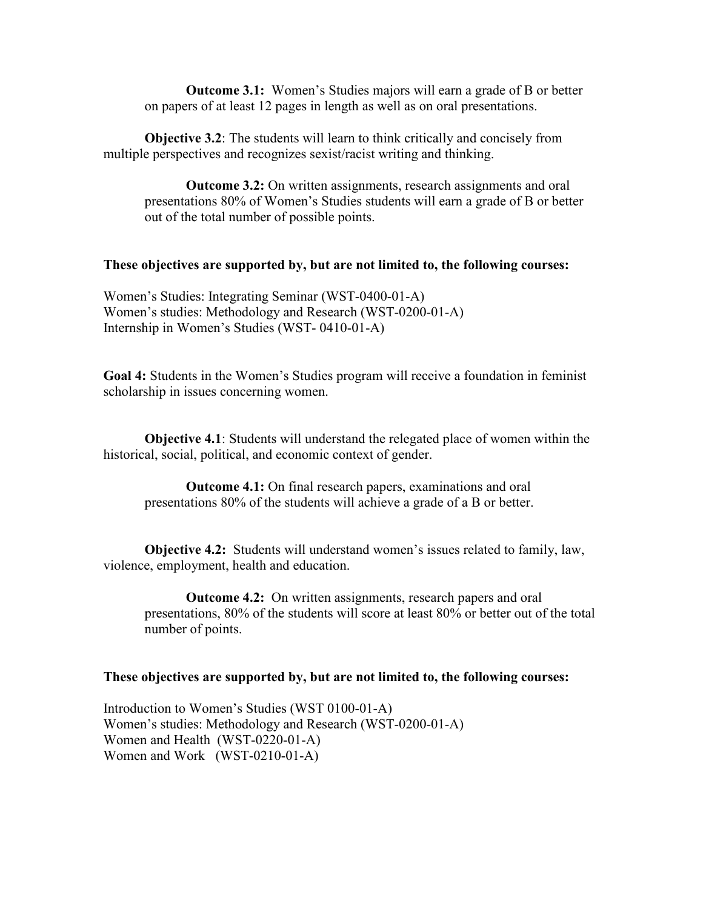**Outcome 3.1:** Women's Studies majors will earn a grade of B or better on papers of at least 12 pages in length as well as on oral presentations.

**Objective 3.2**: The students will learn to think critically and concisely from multiple perspectives and recognizes sexist/racist writing and thinking.

**Outcome 3.2:** On written assignments, research assignments and oral presentations 80% of Women's Studies students will earn a grade of B or better out of the total number of possible points.

**These objectives are supported by, but are not limited to, the following courses:**

Women's Studies: Integrating Seminar (WST-0400-01-A)
Women's studies: Methodology and Research (WST-0200-01-A)
Internship in Women's Studies (WST- 0410-01-A)

**Goal 4:** Students in the Women's Studies program will receive a foundation in feminist scholarship in issues concerning women.

**Objective 4.1**: Students will understand the relegated place of women within the historical, social, political, and economic context of gender.

**Outcome 4.1:** On final research papers, examinations and oral presentations 80% of the students will achieve a grade of a B or better.

**Objective 4.2:** Students will understand women's issues related to family, law, violence, employment, health and education.

**Outcome 4.2:** On written assignments, research papers and oral presentations, 80% of the students will score at least 80% or better out of the total number of points.

**These objectives are supported by, but are not limited to, the following courses:**

Introduction to Women's Studies (WST 0100-01-A)
Women's studies: Methodology and Research (WST-0200-01-A)
Women and Health (WST-0220-01-A)
Women and Work (WST-0210-01-A)